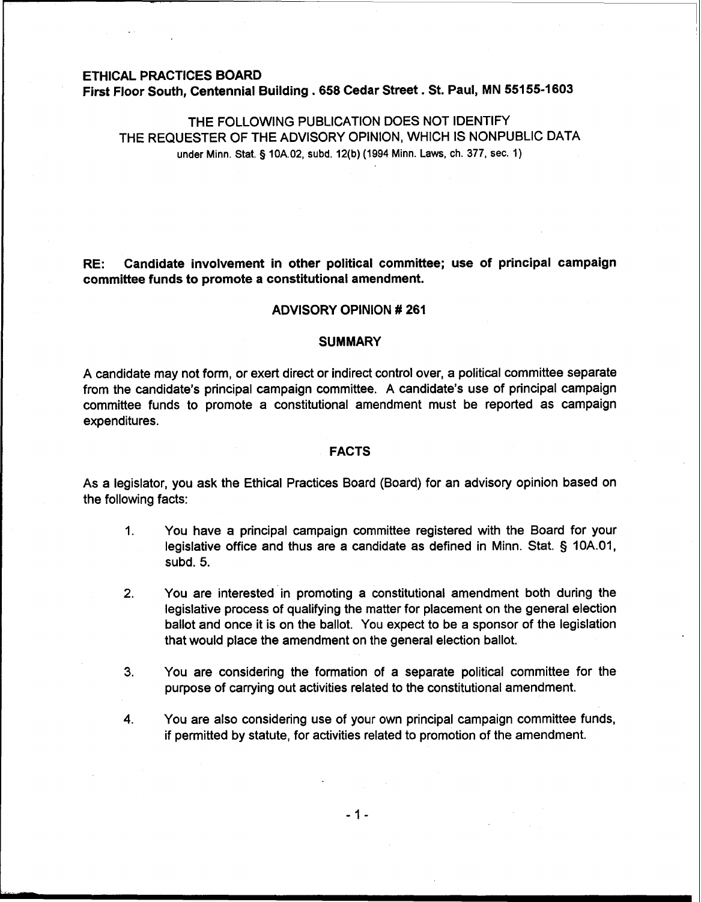**ETHICAL PRACTICES BOARD**
**First Floor South, Centennial Building . 658 Cedar Street . St. Paul, MN 55155-1603**

THE FOLLOWING PUBLICATION DOES NOT IDENTIFY THE REQUESTER OF THE ADVISORY OPINION, WHICH IS NONPUBLIC DATA under Minn. Stat. § 10A.02, subd. 12(b) (1994 Minn. Laws, ch. 377, sec. 1)

**RE: Candidate involvement in other political committee; use of principal campaign committee funds to promote a constitutional amendment.**

## ADVISORY OPINION # 261

## SUMMARY

A candidate may not form, or exert direct or indirect control over, a political committee separate from the candidate's principal campaign committee. A candidate's use of principal campaign committee funds to promote a constitutional amendment must be reported as campaign expenditures.

## FACTS

As a legislator, you ask the Ethical Practices Board (Board) for an advisory opinion based on the following facts:

1. You have a principal campaign committee registered with the Board for your legislative office and thus are a candidate as defined in Minn. Stat. § 10A.01, subd. 5.

2. You are interested in promoting a constitutional amendment both during the legislative process of qualifying the matter for placement on the general election ballot and once it is on the ballot. You expect to be a sponsor of the legislation that would place the amendment on the general election ballot.

3. You are considering the formation of a separate political committee for the purpose of carrying out activities related to the constitutional amendment.

4. You are also considering use of your own principal campaign committee funds, if permitted by statute, for activities related to promotion of the amendment.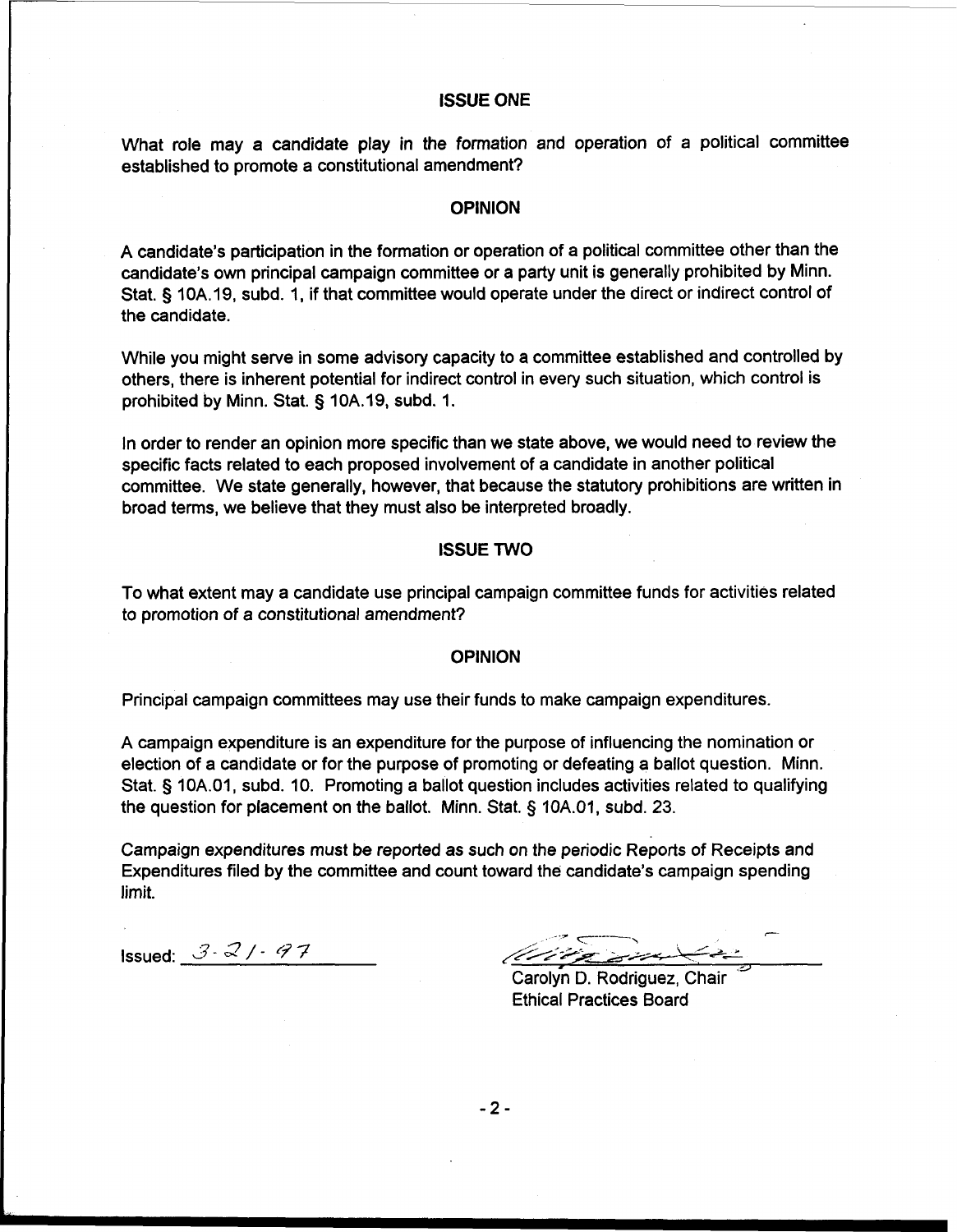## ISSUE ONE

What role may a candidate play in the formation and operation of a political committee established to promote a constitutional amendment?

## OPINION

A candidate's participation in the formation or operation of a political committee other than the candidate's own principal campaign committee or a party unit is generally prohibited by Minn. Stat. § 10A.19, subd. 1, if that committee would operate under the direct or indirect control of the candidate.

While you might serve in some advisory capacity to a committee established and controlled by others, there is inherent potential for indirect control in every such situation, which control is prohibited by Minn. Stat. § 10A.19, subd. 1.

In order to render an opinion more specific than we state above, we would need to review the specific facts related to each proposed involvement of a candidate in another political committee. We state generally, however, that because the statutory prohibitions are written in broad terms, we believe that they must also be interpreted broadly.

## ISSUE TWO

To what extent may a candidate use principal campaign committee funds for activities related to promotion of a constitutional amendment?

## OPINION

Principal campaign committees may use their funds to make campaign expenditures.

A campaign expenditure is an expenditure for the purpose of influencing the nomination or election of a candidate or for the purpose of promoting or defeating a ballot question. Minn. Stat. § 10A.01, subd. 10. Promoting a ballot question includes activities related to qualifying the question for placement on the ballot. Minn. Stat. § 10A.01, subd. 23.

Campaign expenditures must be reported as such on the periodic Reports of Receipts and Expenditures filed by the committee and count toward the candidate's campaign spending limit.

Issued: 3-21-97

Carolyn D. Rodriguez, Chair
Ethical Practices Board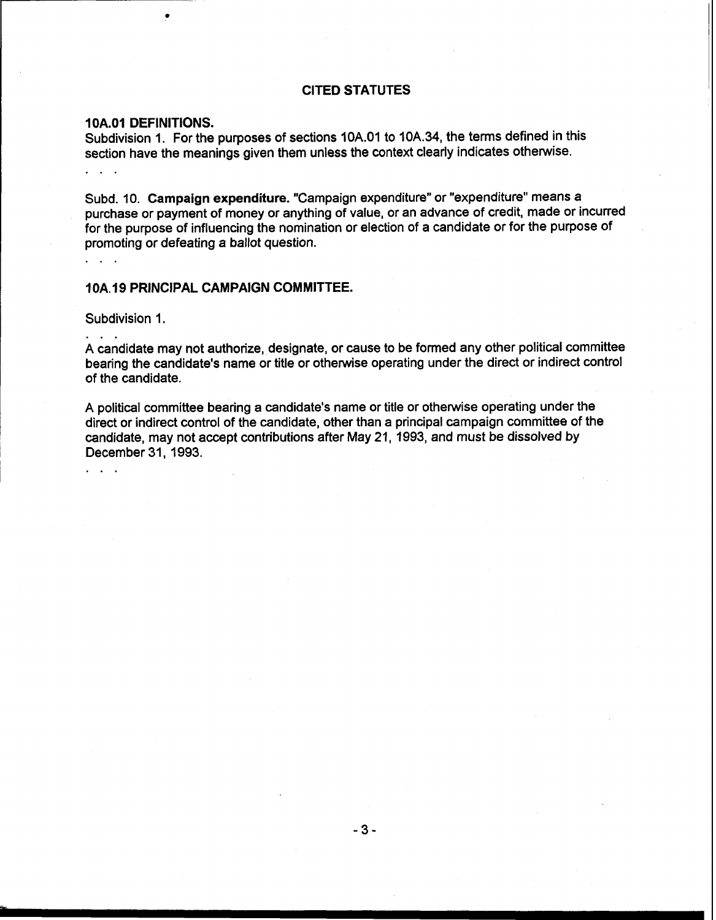## CITED STATUTES

### 10A.01 DEFINITIONS.

Subdivision 1. For the purposes of sections 10A.01 to 10A.34, the terms defined in this section have the meanings given them unless the context clearly indicates otherwise.

. . .

Subd. 10. **Campaign expenditure.** "Campaign expenditure" or "expenditure" means a purchase or payment of money or anything of value, or an advance of credit, made or incurred for the purpose of influencing the nomination or election of a candidate or for the purpose of promoting or defeating a ballot question.

. . .

### 10A.19 PRINCIPAL CAMPAIGN COMMITTEE.

Subdivision 1.

. . .

A candidate may not authorize, designate, or cause to be formed any other political committee bearing the candidate's name or title or otherwise operating under the direct or indirect control of the candidate.

A political committee bearing a candidate's name or title or otherwise operating under the direct or indirect control of the candidate, other than a principal campaign committee of the candidate, may not accept contributions after May 21, 1993, and must be dissolved by December 31, 1993.

. . .